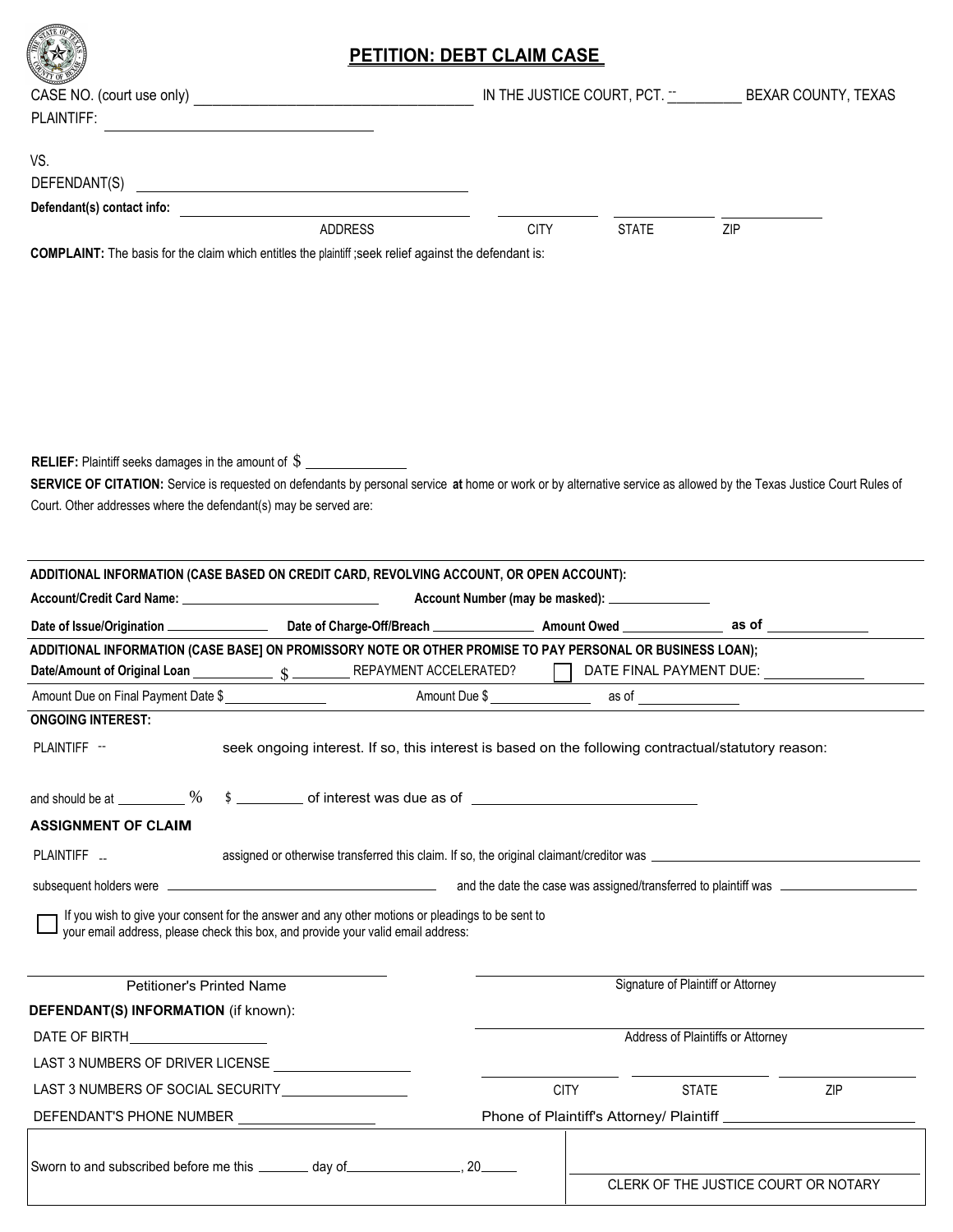# PETITION: DEBT CLAIM CASE

CASE NO. (court use only) ______________________ IN THE JUSTICE COURT, PCT. -- __________ BEXAR COUNTY, TEXAS

PLAINTIFF: ______________________

VS.

DEFENDANT(S) ______________________

**Defendant(s) contact info:** ______________________ ADDRESS ________ CITY ________ STATE ________ ZIP

**COMPLAINT:** The basis for the claim which entitles the plaintiff ;seek relief against the defendant is:

**RELIEF:** Plaintiff seeks damages in the amount of $ ____________

**SERVICE OF CITATION:** Service is requested on defendants by personal service **at** home or work or by alternative service as allowed by the Texas Justice Court Rules of Court. Other addresses where the defendant(s) may be served are:

---

**ADDITIONAL INFORMATION (CASE BASED ON CREDIT CARD, REVOLVING ACCOUNT, OR OPEN ACCOUNT):**

**Account/Credit Card Name:** ____________ **Account Number (may be masked):** ____________

**Date of Issue/Origination** ____________ **Date of Charge-Off/Breach** ____________ **Amount Owed** ____________ **as of** ____________

**ADDITIONAL INFORMATION (CASE BASE] ON PROMISSORY NOTE OR OTHER PROMISE TO PAY PERSONAL OR BUSINESS LOAN);**

**Date/Amount of Original Loan** ________ $ ________ REPAYMENT ACCELERATED? ☐ DATE FINAL PAYMENT DUE: ____________

Amount Due on Final Payment Date $ ____________ Amount Due $ ____________ as of ____________

**ONGOING INTEREST:**

PLAINTIFF -- seek ongoing interest. If so, this interest is based on the following contractual/statutory reason:

and should be at ________ % $ ________ of interest was due as of ____________________

**ASSIGNMENT OF CLAIM**

PLAINTIFF -- assigned or otherwise transferred this claim. If so, the original claimant/creditor was ____________________

subsequent holders were ____________________ and the date the case was assigned/transferred to plaintiff was ____________

☐ If you wish to give your consent for the answer and any other motions or pleadings to be sent to your email address, please check this box, and provide your valid email address:

______________________ Petitioner's Printed Name

______________________ Signature of Plaintiff or Attorney

**DEFENDANT(S) INFORMATION** (if known):

DATE OF BIRTH ____________

LAST 3 NUMBERS OF DRIVER LICENSE ____________

LAST 3 NUMBERS OF SOCIAL SECURITY ____________

DEFENDANT'S PHONE NUMBER ____________

______________________ Address of Plaintiffs or Attorney

________ CITY ________ STATE ________ ZIP

Phone of Plaintiff's Attorney/ Plaintiff ____________

Sworn to and subscribed before me this ______ day of ____________, 20____

______________________ CLERK OF THE JUSTICE COURT OR NOTARY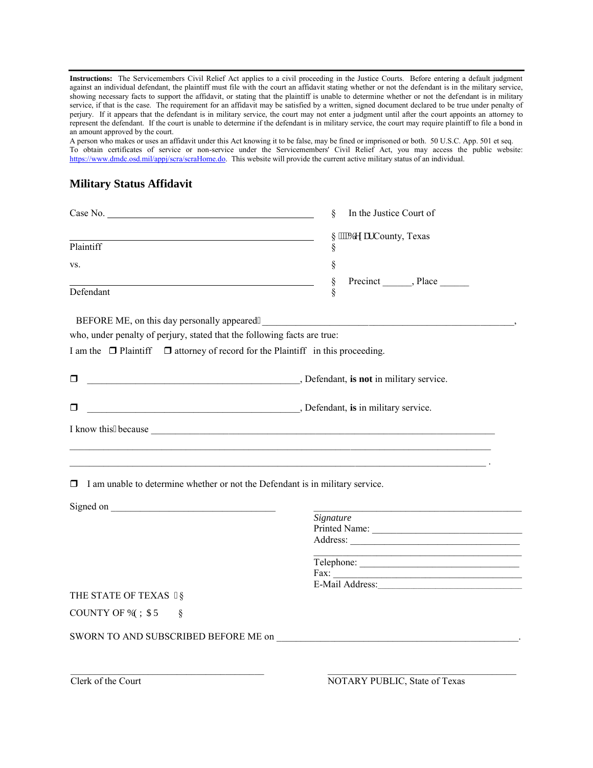**Instructions:** The Servicemembers Civil Relief Act applies to a civil proceeding in the Justice Courts. Before entering a default judgment against an individual defendant, the plaintiff must file with the court an affidavit stating whether or not the defendant is in the military service, showing necessary facts to support the affidavit, or stating that the plaintiff is unable to determine whether or not the defendant is in military service, if that is the case. The requirement for an affidavit may be satisfied by a written, signed document declared to be true under penalty of perjury. If it appears that the defendant is in military service, the court may not enter a judgment until after the court appoints an attorney to represent the defendant. If the court is unable to determine if the defendant is in military service, the court may require plaintiff to file a bond in an amount approved by the court.

A person who makes or uses an affidavit under this Act knowing it to be false, may be fined or imprisoned or both. 50 U.S.C. App. 501 et seq.

To obtain certificates of service or non-service under the Servicemembers' Civil Relief Act, you may access the public website: https://www.dmdc.osd.mil/appj/scra/scraHome.do. This website will provide the current active military status of an individual.

## Military Status Affidavit

| | | |
|---|---|---|
| Case No. ______________________________ | § | In the Justice Court of |
| ______________________________ Plaintiff | § | Bexar County, Texas |
| | § | |
| vs. | § | |
| ______________________________ | § | Precinct ______, Place ______ |
| Defendant | § | |

BEFORE ME, on this day personally appeared ______________________________________________,
who, under penalty of perjury, stated that the following facts are true:

I am the ❐ Plaintiff ❐ attorney of record for the Plaintiff in this proceeding.

❐ ____________________________________________, Defendant, **is not** in military service.

❐ ____________________________________________, Defendant, **is** in military service.

I know this because ______________________________________________________________________
__________________________________________________________________________________________
__________________________________________________________________________________________.

❐ I am unable to determine whether or not the Defendant is in military service.

Signed on __________________________________

______________________________________________
*Signature*
Printed Name: ________________________________
Address: ____________________________________
______________________________________________
Telephone: __________________________________
Fax: _______________________________________
E-Mail Address:______________________________

THE STATE OF TEXAS §
COUNTY OF BEXAR §

SWORN TO AND SUBSCRIBED BEFORE ME on ____________________________________________.

_________________________________________
Clerk of the Court

_________________________________________
NOTARY PUBLIC, State of Texas